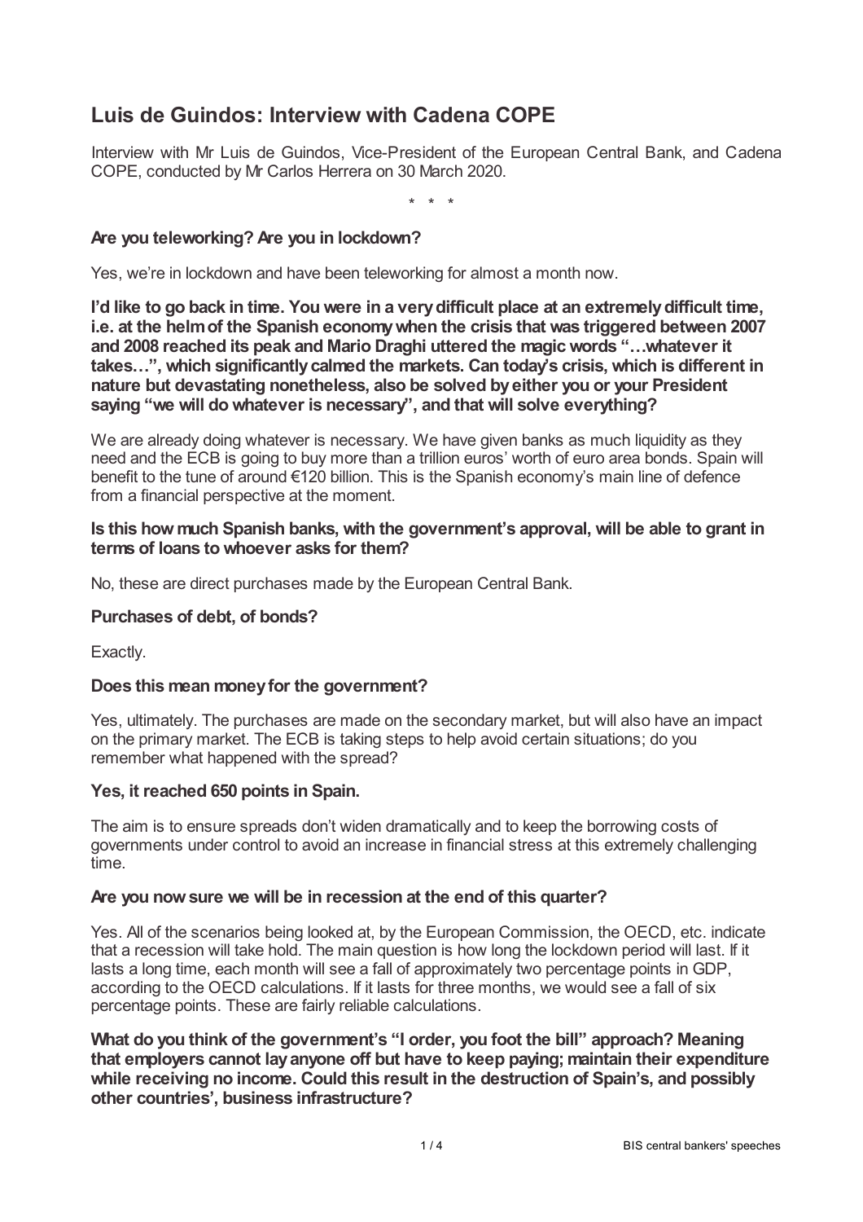# Luis de Guindos: Interview with Cadena COPE

Interview with Mr Luis de Guindos, Vice-President of the European Central Bank, and Cadena COPE, conducted by Mr Carlos Herrera on 30 March 2020.

\* \* \*

**Are you teleworking? Are you in lockdown?**

Yes, we're in lockdown and have been teleworking for almost a month now.

**I'd like to go back in time. You were in a very difficult place at an extremely difficult time, i.e. at the helm of the Spanish economy when the crisis that was triggered between 2007 and 2008 reached its peak and Mario Draghi uttered the magic words "…whatever it takes…", which significantly calmed the markets. Can today's crisis, which is different in nature but devastating nonetheless, also be solved by either you or your President saying "we will do whatever is necessary", and that will solve everything?**

We are already doing whatever is necessary. We have given banks as much liquidity as they need and the ECB is going to buy more than a trillion euros' worth of euro area bonds. Spain will benefit to the tune of around €120 billion. This is the Spanish economy's main line of defence from a financial perspective at the moment.

**Is this how much Spanish banks, with the government's approval, will be able to grant in terms of loans to whoever asks for them?**

No, these are direct purchases made by the European Central Bank.

**Purchases of debt, of bonds?**

Exactly.

**Does this mean money for the government?**

Yes, ultimately. The purchases are made on the secondary market, but will also have an impact on the primary market. The ECB is taking steps to help avoid certain situations; do you remember what happened with the spread?

**Yes, it reached 650 points in Spain.**

The aim is to ensure spreads don't widen dramatically and to keep the borrowing costs of governments under control to avoid an increase in financial stress at this extremely challenging time.

**Are you now sure we will be in recession at the end of this quarter?**

Yes. All of the scenarios being looked at, by the European Commission, the OECD, etc. indicate that a recession will take hold. The main question is how long the lockdown period will last. If it lasts a long time, each month will see a fall of approximately two percentage points in GDP, according to the OECD calculations. If it lasts for three months, we would see a fall of six percentage points. These are fairly reliable calculations.

**What do you think of the government's "I order, you foot the bill" approach? Meaning that employers cannot lay anyone off but have to keep paying; maintain their expenditure while receiving no income. Could this result in the destruction of Spain's, and possibly other countries', business infrastructure?**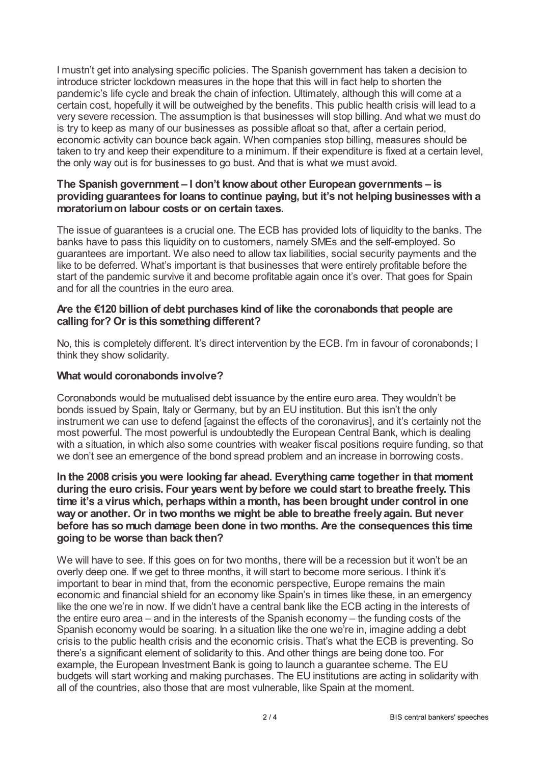I mustn't get into analysing specific policies. The Spanish government has taken a decision to introduce stricter lockdown measures in the hope that this will in fact help to shorten the pandemic's life cycle and break the chain of infection. Ultimately, although this will come at a certain cost, hopefully it will be outweighed by the benefits. This public health crisis will lead to a very severe recession. The assumption is that businesses will stop billing. And what we must do is try to keep as many of our businesses as possible afloat so that, after a certain period, economic activity can bounce back again. When companies stop billing, measures should be taken to try and keep their expenditure to a minimum. If their expenditure is fixed at a certain level, the only way out is for businesses to go bust. And that is what we must avoid.

**The Spanish government – I don't know about other European governments – is providing guarantees for loans to continue paying, but it's not helping businesses with a moratorium on labour costs or on certain taxes.**

The issue of guarantees is a crucial one. The ECB has provided lots of liquidity to the banks. The banks have to pass this liquidity on to customers, namely SMEs and the self-employed. So guarantees are important. We also need to allow tax liabilities, social security payments and the like to be deferred. What's important is that businesses that were entirely profitable before the start of the pandemic survive it and become profitable again once it's over. That goes for Spain and for all the countries in the euro area.

**Are the €120 billion of debt purchases kind of like the coronabonds that people are calling for? Or is this something different?**

No, this is completely different. It's direct intervention by the ECB. I'm in favour of coronabonds; I think they show solidarity.

**What would coronabonds involve?**

Coronabonds would be mutualised debt issuance by the entire euro area. They wouldn't be bonds issued by Spain, Italy or Germany, but by an EU institution. But this isn't the only instrument we can use to defend [against the effects of the coronavirus], and it's certainly not the most powerful. The most powerful is undoubtedly the European Central Bank, which is dealing with a situation, in which also some countries with weaker fiscal positions require funding, so that we don't see an emergence of the bond spread problem and an increase in borrowing costs.

**In the 2008 crisis you were looking far ahead. Everything came together in that moment during the euro crisis. Four years went by before we could start to breathe freely. This time it's a virus which, perhaps within a month, has been brought under control in one way or another. Or in two months we might be able to breathe freely again. But never before has so much damage been done in two months. Are the consequences this time going to be worse than back then?**

We will have to see. If this goes on for two months, there will be a recession but it won't be an overly deep one. If we get to three months, it will start to become more serious. I think it's important to bear in mind that, from the economic perspective, Europe remains the main economic and financial shield for an economy like Spain's in times like these, in an emergency like the one we're in now. If we didn't have a central bank like the ECB acting in the interests of the entire euro area – and in the interests of the Spanish economy – the funding costs of the Spanish economy would be soaring. In a situation like the one we're in, imagine adding a debt crisis to the public health crisis and the economic crisis. That's what the ECB is preventing. So there's a significant element of solidarity to this. And other things are being done too. For example, the European Investment Bank is going to launch a guarantee scheme. The EU budgets will start working and making purchases. The EU institutions are acting in solidarity with all of the countries, also those that are most vulnerable, like Spain at the moment.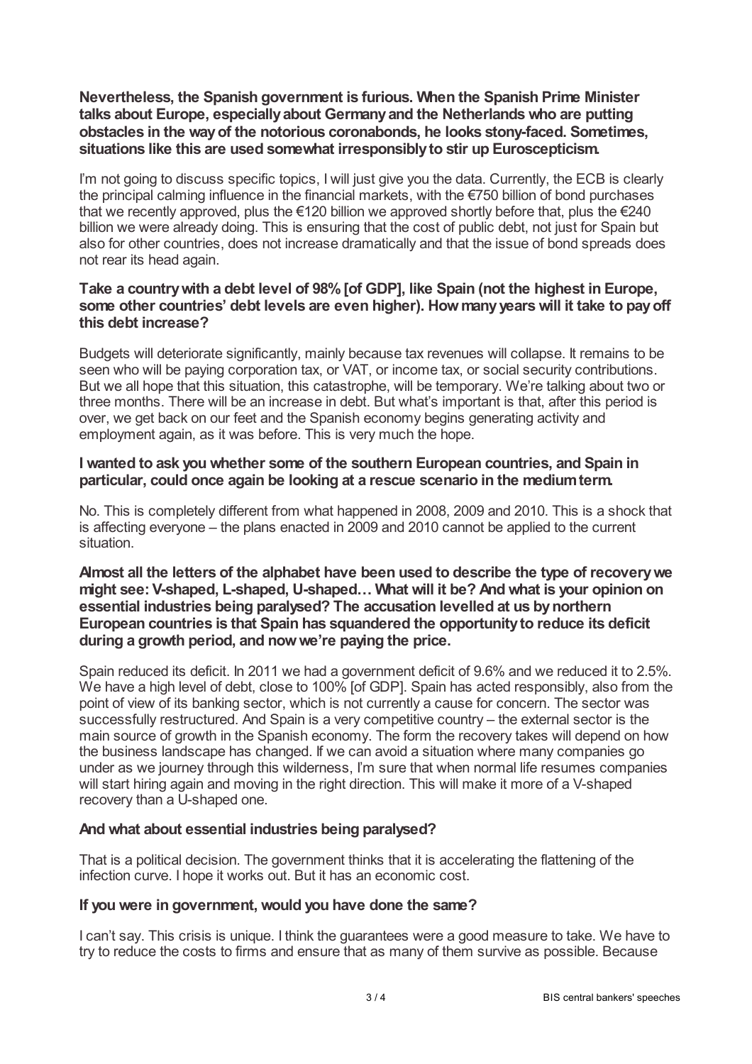**Nevertheless, the Spanish government is furious. When the Spanish Prime Minister talks about Europe, especially about Germany and the Netherlands who are putting obstacles in the way of the notorious coronabonds, he looks stony-faced. Sometimes, situations like this are used somewhat irresponsibly to stir up Euroscepticism.**

I'm not going to discuss specific topics, I will just give you the data. Currently, the ECB is clearly the principal calming influence in the financial markets, with the €750 billion of bond purchases that we recently approved, plus the €120 billion we approved shortly before that, plus the €240 billion we were already doing. This is ensuring that the cost of public debt, not just for Spain but also for other countries, does not increase dramatically and that the issue of bond spreads does not rear its head again.

**Take a country with a debt level of 98% [of GDP], like Spain (not the highest in Europe, some other countries' debt levels are even higher). How many years will it take to pay off this debt increase?**

Budgets will deteriorate significantly, mainly because tax revenues will collapse. It remains to be seen who will be paying corporation tax, or VAT, or income tax, or social security contributions. But we all hope that this situation, this catastrophe, will be temporary. We're talking about two or three months. There will be an increase in debt. But what's important is that, after this period is over, we get back on our feet and the Spanish economy begins generating activity and employment again, as it was before. This is very much the hope.

**I wanted to ask you whether some of the southern European countries, and Spain in particular, could once again be looking at a rescue scenario in the medium term.**

No. This is completely different from what happened in 2008, 2009 and 2010. This is a shock that is affecting everyone – the plans enacted in 2009 and 2010 cannot be applied to the current situation.

**Almost all the letters of the alphabet have been used to describe the type of recovery we might see: V-shaped, L-shaped, U-shaped… What will it be? And what is your opinion on essential industries being paralysed? The accusation levelled at us by northern European countries is that Spain has squandered the opportunity to reduce its deficit during a growth period, and now we're paying the price.**

Spain reduced its deficit. In 2011 we had a government deficit of 9.6% and we reduced it to 2.5%. We have a high level of debt, close to 100% [of GDP]. Spain has acted responsibly, also from the point of view of its banking sector, which is not currently a cause for concern. The sector was successfully restructured. And Spain is a very competitive country – the external sector is the main source of growth in the Spanish economy. The form the recovery takes will depend on how the business landscape has changed. If we can avoid a situation where many companies go under as we journey through this wilderness, I'm sure that when normal life resumes companies will start hiring again and moving in the right direction. This will make it more of a V-shaped recovery than a U-shaped one.

**And what about essential industries being paralysed?**

That is a political decision. The government thinks that it is accelerating the flattening of the infection curve. I hope it works out. But it has an economic cost.

**If you were in government, would you have done the same?**

I can't say. This crisis is unique. I think the guarantees were a good measure to take. We have to try to reduce the costs to firms and ensure that as many of them survive as possible. Because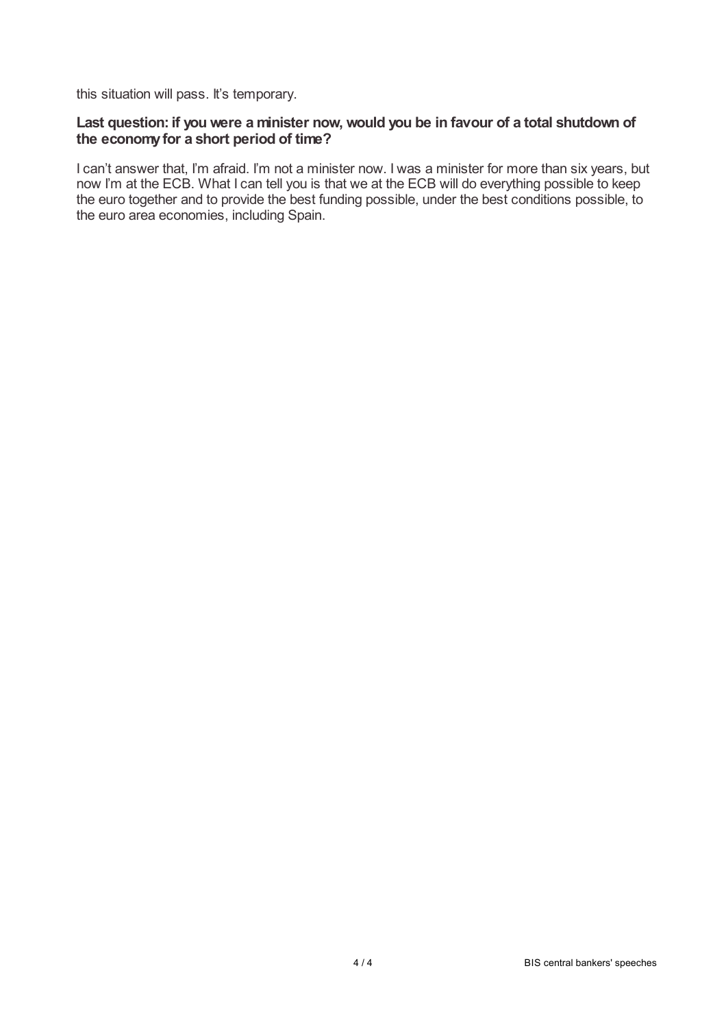this situation will pass. It's temporary.

**Last question: if you were a minister now, would you be in favour of a total shutdown of the economy for a short period of time?**

I can't answer that, I'm afraid. I'm not a minister now. I was a minister for more than six years, but now I'm at the ECB. What I can tell you is that we at the ECB will do everything possible to keep the euro together and to provide the best funding possible, under the best conditions possible, to the euro area economies, including Spain.